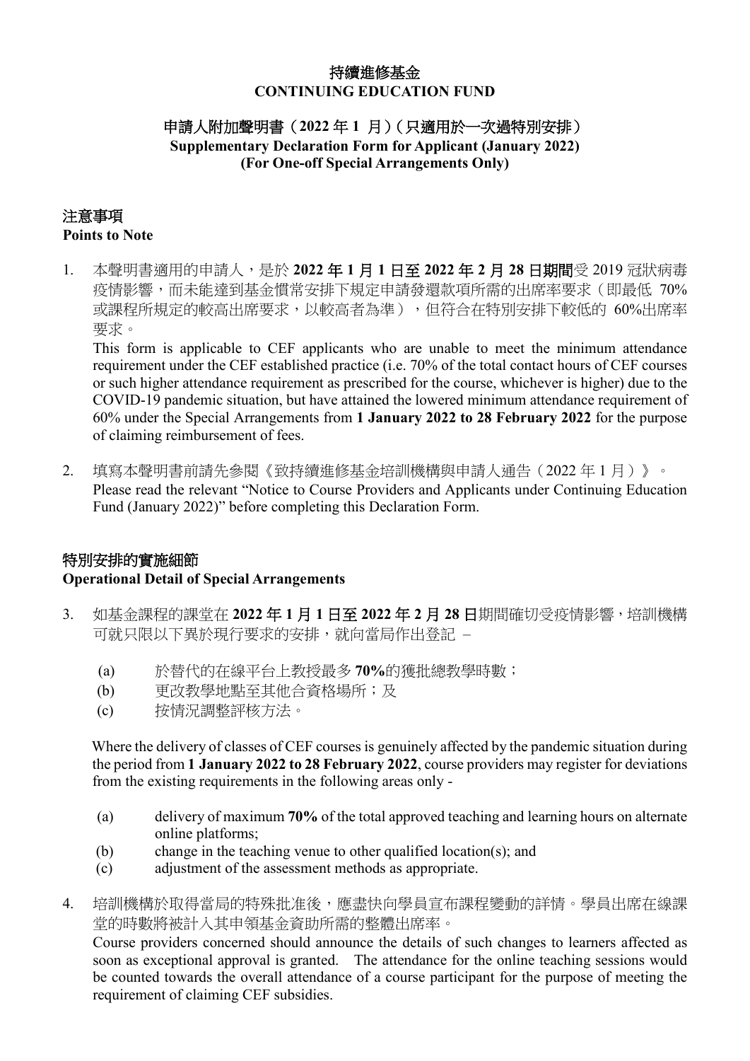# 持續進修基金
# CONTINUING EDUCATION FUND

## 申請人附加聲明書（2022 年 1 月）（只適用於一次過特別安排）
## Supplementary Declaration Form for Applicant (January 2022) (For One-off Special Arrangements Only)

### 注意事項
### Points to Note

1. 本聲明書適用的申請人，是於 **2022 年 1 月 1 日至 2022 年 2 月 28 日期間**受 2019 冠狀病毒疫情影響，而未能達到基金慣常安排下規定申請發還款項所需的出席率要求（即最低 70%或課程所規定的較高出席要求，以較高者為準），但符合在特別安排下較低的 60%出席率要求。

   This form is applicable to CEF applicants who are unable to meet the minimum attendance requirement under the CEF established practice (i.e. 70% of the total contact hours of CEF courses or such higher attendance requirement as prescribed for the course, whichever is higher) due to the COVID-19 pandemic situation, but have attained the lowered minimum attendance requirement of 60% under the Special Arrangements from **1 January 2022 to 28 February 2022** for the purpose of claiming reimbursement of fees.

2. 填寫本聲明書前請先參閱《致持續進修基金培訓機構與申請人通告（2022 年 1 月）》。

   Please read the relevant "Notice to Course Providers and Applicants under Continuing Education Fund (January 2022)" before completing this Declaration Form.

### 特別安排的實施細節
### Operational Detail of Special Arrangements

3. 如基金課程的課堂在 **2022 年 1 月 1 日至 2022 年 2 月 28 日**期間確切受疫情影響，培訓機構可就只限以下異於現行要求的安排，就向當局作出登記 –

   (a) 於替代的在線平台上教授最多 **70%**的獲批總教學時數；
   (b) 更改教學地點至其他合資格場所；及
   (c) 按情況調整評核方法。

   Where the delivery of classes of CEF courses is genuinely affected by the pandemic situation during the period from **1 January 2022 to 28 February 2022**, course providers may register for deviations from the existing requirements in the following areas only -

   (a) delivery of maximum **70%** of the total approved teaching and learning hours on alternate online platforms;
   (b) change in the teaching venue to other qualified location(s); and
   (c) adjustment of the assessment methods as appropriate.

4. 培訓機構於取得當局的特殊批准後，應盡快向學員宣布課程變動的詳情。學員出席在線課堂的時數將被計入其申領基金資助所需的整體出席率。

   Course providers concerned should announce the details of such changes to learners affected as soon as exceptional approval is granted. The attendance for the online teaching sessions would be counted towards the overall attendance of a course participant for the purpose of meeting the requirement of claiming CEF subsidies.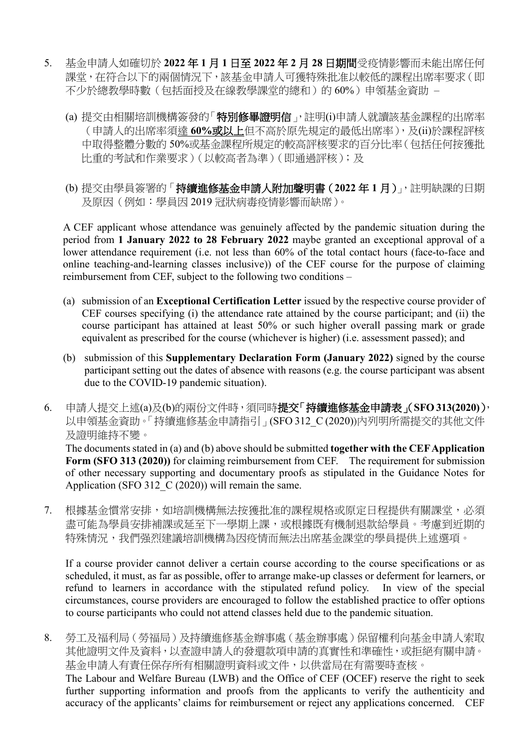5. 基金申請人如確切於 **2022 年 1 月 1 日至 2022 年 2 月 28 日期間**受疫情影響而未能出席任何課堂，在符合以下的兩個情況下，該基金申請人可獲特殊批准以較低的課程出席率要求（即不少於總教學時數（包括面授及在線教學課堂的總和）的 60%）申領基金資助 –

   (a) 提交由相關培訓機構簽發的「**特別修畢證明信**」，註明(i)申請人就讀該基金課程的出席率（申請人的出席率須達 **60%或以上**但不高於原先規定的最低出席率），及(ii)於課程評核中取得整體分數的 50%或基金課程所規定的較高評核要求的百分比率（包括任何按獲批比重的考試和作業要求）（以較高者為準）（即通過評核）；及

   (b) 提交由學員簽署的「**持續進修基金申請人附加聲明書（2022 年 1 月）**」，註明缺課的日期及原因（例如：學員因 2019 冠狀病毒疫情影響而缺席）。

   A CEF applicant whose attendance was genuinely affected by the pandemic situation during the period from **1 January 2022 to 28 February 2022** maybe granted an exceptional approval of a lower attendance requirement (i.e. not less than 60% of the total contact hours (face-to-face and online teaching-and-learning classes inclusive)) of the CEF course for the purpose of claiming reimbursement from CEF, subject to the following two conditions –

   (a) submission of an **Exceptional Certification Letter** issued by the respective course provider of CEF courses specifying (i) the attendance rate attained by the course participant; and (ii) the course participant has attained at least 50% or such higher overall passing mark or grade equivalent as prescribed for the course (whichever is higher) (i.e. assessment passed); and

   (b) submission of this **Supplementary Declaration Form (January 2022)** signed by the course participant setting out the dates of absence with reasons (e.g. the course participant was absent due to the COVID-19 pandemic situation).

6. 申請人提交上述(a)及(b)的兩份文件時，須同時**提交「持續進修基金申請表」(SFO 313(2020))**，以申領基金資助。「持續進修基金申請指引」(SFO 312_C (2020))內列明所需提交的其他文件及證明維持不變。

   The documents stated in (a) and (b) above should be submitted **together with the CEF Application Form (SFO 313 (2020))** for claiming reimbursement from CEF. The requirement for submission of other necessary supporting and documentary proofs as stipulated in the Guidance Notes for Application (SFO 312_C (2020)) will remain the same.

7. 根據基金慣常安排，如培訓機構無法按獲批准的課程規格或原定日程提供有關課堂，必須盡可能為學員安排補課或延至下一學期上課，或根據既有機制退款給學員。考慮到近期的特殊情況，我們強烈建議培訓機構為因疫情而無法出席基金課堂的學員提供上述選項。

   If a course provider cannot deliver a certain course according to the course specifications or as scheduled, it must, as far as possible, offer to arrange make-up classes or deferment for learners, or refund to learners in accordance with the stipulated refund policy. In view of the special circumstances, course providers are encouraged to follow the established practice to offer options to course participants who could not attend classes held due to the pandemic situation.

8. 勞工及福利局（勞福局）及持續進修基金辦事處（基金辦事處）保留權利向基金申請人索取其他證明文件及資料，以查證申請人的發還款項申請的真實性和準確性，或拒絕有關申請。基金申請人有責任保存所有相關證明資料或文件，以供當局在有需要時查核。

   The Labour and Welfare Bureau (LWB) and the Office of CEF (OCEF) reserve the right to seek further supporting information and proofs from the applicants to verify the authenticity and accuracy of the applicants' claims for reimbursement or reject any applications concerned. CEF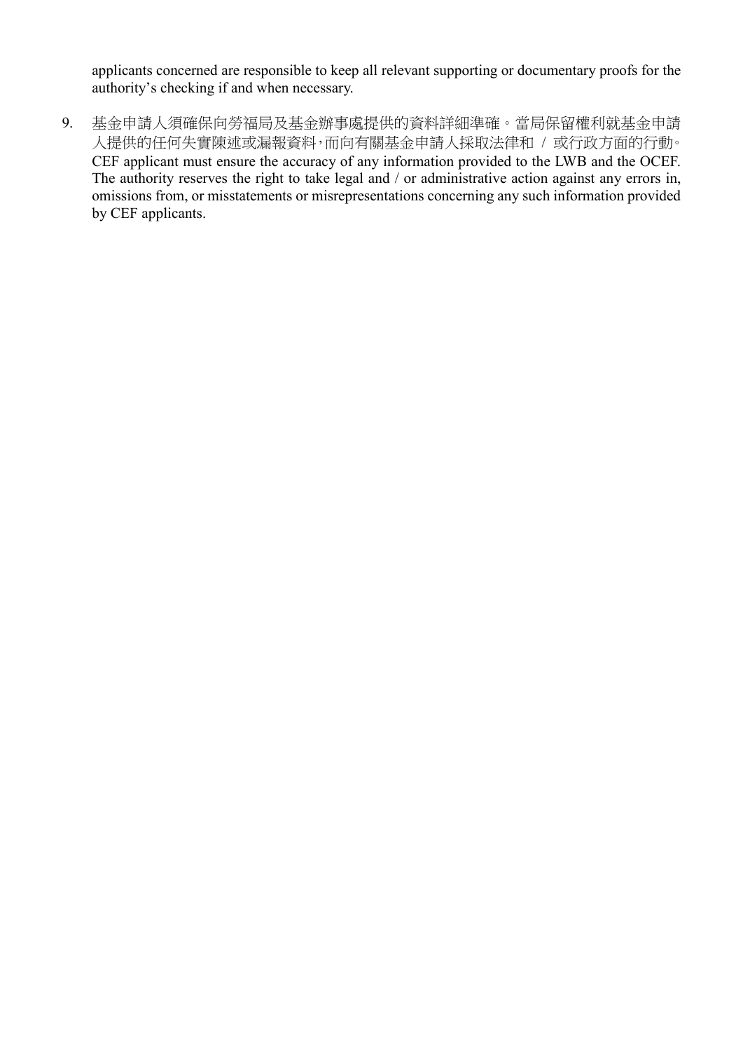applicants concerned are responsible to keep all relevant supporting or documentary proofs for the authority's checking if and when necessary.

9. 基金申請人須確保向勞福局及基金辦事處提供的資料詳細準確。當局保留權利就基金申請人提供的任何失實陳述或漏報資料，而向有關基金申請人採取法律和 / 或行政方面的行動。
   CEF applicant must ensure the accuracy of any information provided to the LWB and the OCEF. The authority reserves the right to take legal and / or administrative action against any errors in, omissions from, or misstatements or misrepresentations concerning any such information provided by CEF applicants.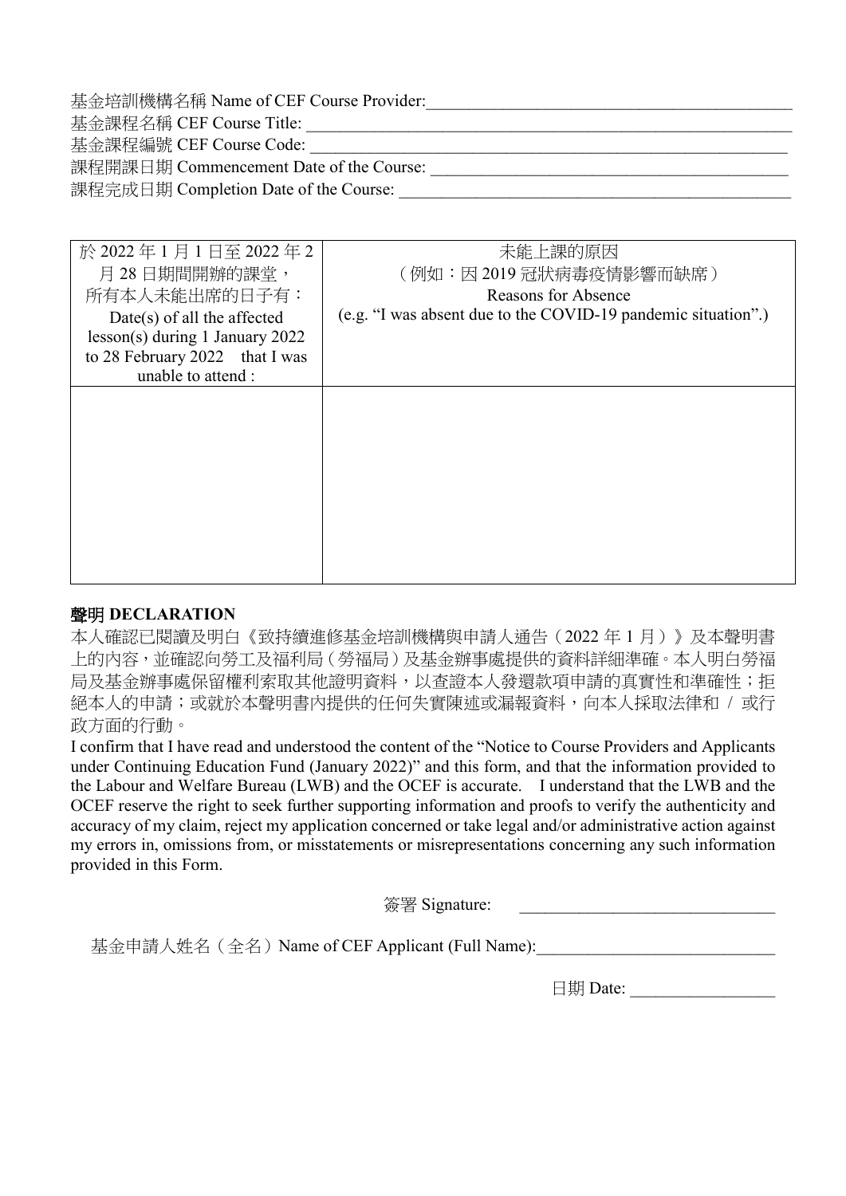基金培訓機構名稱 Name of CEF Course Provider:\_\_\_\_\_\_\_\_\_\_\_\_\_\_\_\_\_\_\_\_\_\_\_\_\_\_\_\_\_\_\_\_\_\_\_\_\_\_\_\_\_\_\_\_

基金課程名稱 CEF Course Title: \_\_\_\_\_\_\_\_\_\_\_\_\_\_\_\_\_\_\_\_\_\_\_\_\_\_\_\_\_\_\_\_\_\_\_\_\_\_\_\_\_\_\_\_\_\_\_\_\_\_\_\_\_\_\_\_\_\_\_\_

基金課程編號 CEF Course Code: \_\_\_\_\_\_\_\_\_\_\_\_\_\_\_\_\_\_\_\_\_\_\_\_\_\_\_\_\_\_\_\_\_\_\_\_\_\_\_\_\_\_\_\_\_\_\_\_\_\_\_\_\_\_\_\_\_\_\_\_

課程開課日期 Commencement Date of the Course: \_\_\_\_\_\_\_\_\_\_\_\_\_\_\_\_\_\_\_\_\_\_\_\_\_\_\_\_\_\_\_\_\_\_\_\_\_\_\_\_\_\_\_\_

課程完成日期 Completion Date of the Course: \_\_\_\_\_\_\_\_\_\_\_\_\_\_\_\_\_\_\_\_\_\_\_\_\_\_\_\_\_\_\_\_\_\_\_\_\_\_\_\_\_\_\_\_\_\_

| 於 2022 年 1 月 1 日至 2022 年 2 月 28 日期間開辦的課堂，所有本人未能出席的日子有：<br>Date(s) of all the affected lesson(s) during 1 January 2022 to 28 February 2022 that I was unable to attend : | 未能上課的原因<br>（例如：因 2019 冠狀病毒疫情影響而缺席）<br>Reasons for Absence<br>(e.g. "I was absent due to the COVID-19 pandemic situation".) |
|---|---|
| | |

**聲明 DECLARATION**

本人確認已閱讀及明白《致持續進修基金培訓機構與申請人通告（2022 年 1 月）》及本聲明書上的內容，並確認向勞工及福利局（勞福局）及基金辦事處提供的資料詳細準確。本人明白勞福局及基金辦事處保留權利索取其他證明資料，以查證本人發還款項申請的真實性和準確性；拒絕本人的申請；或就於本聲明書內提供的任何失實陳述或漏報資料，向本人採取法律和 / 或行政方面的行動。

I confirm that I have read and understood the content of the "Notice to Course Providers and Applicants under Continuing Education Fund (January 2022)" and this form, and that the information provided to the Labour and Welfare Bureau (LWB) and the OCEF is accurate. I understand that the LWB and the OCEF reserve the right to seek further supporting information and proofs to verify the authenticity and accuracy of my claim, reject my application concerned or take legal and/or administrative action against my errors in, omissions from, or misstatements or misrepresentations concerning any such information provided in this Form.

簽署 Signature: \_\_\_\_\_\_\_\_\_\_\_\_\_\_\_\_\_\_\_\_\_\_\_\_\_\_\_\_\_\_

基金申請人姓名（全名）Name of CEF Applicant (Full Name):\_\_\_\_\_\_\_\_\_\_\_\_\_\_\_\_\_\_\_\_\_\_\_\_\_\_\_\_

日期 Date: \_\_\_\_\_\_\_\_\_\_\_\_\_\_\_\_\_